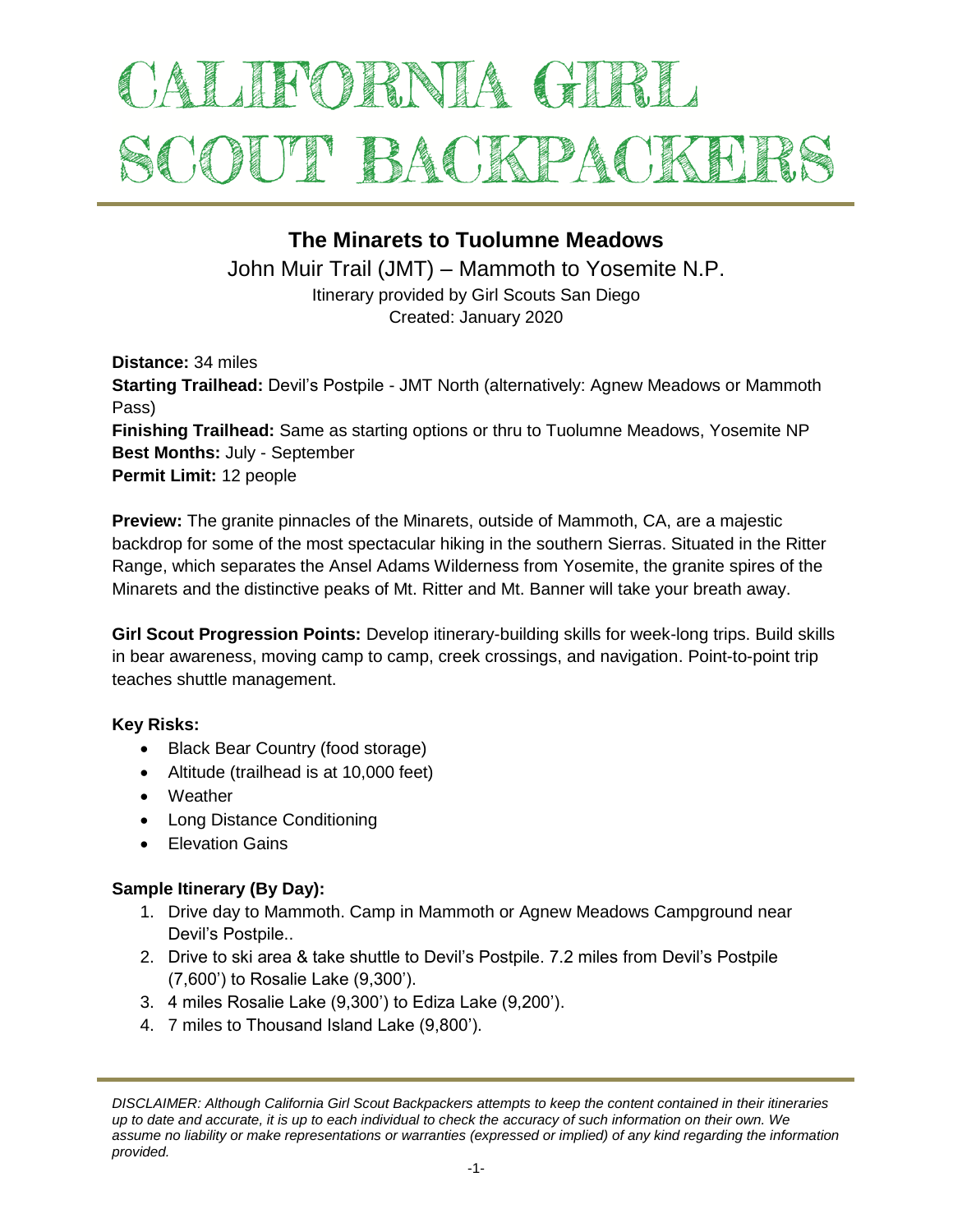# CALIFORNIA GIRL SCOUT BACKPACKERS

## The Minarets to Tuolumne Meadows

John Muir Trail (JMT) – Mammoth to Yosemite N.P.

Itinerary provided by Girl Scouts San Diego

Created: January 2020

**Distance:** 34 miles
**Starting Trailhead:** Devil's Postpile - JMT North (alternatively: Agnew Meadows or Mammoth Pass)
**Finishing Trailhead:** Same as starting options or thru to Tuolumne Meadows, Yosemite NP
**Best Months:** July - September
**Permit Limit:** 12 people

**Preview:** The granite pinnacles of the Minarets, outside of Mammoth, CA, are a majestic backdrop for some of the most spectacular hiking in the southern Sierras. Situated in the Ritter Range, which separates the Ansel Adams Wilderness from Yosemite, the granite spires of the Minarets and the distinctive peaks of Mt. Ritter and Mt. Banner will take your breath away.

**Girl Scout Progression Points:** Develop itinerary-building skills for week-long trips. Build skills in bear awareness, moving camp to camp, creek crossings, and navigation. Point-to-point trip teaches shuttle management.

**Key Risks:**

- Black Bear Country (food storage)
- Altitude (trailhead is at 10,000 feet)
- Weather
- Long Distance Conditioning
- Elevation Gains

**Sample Itinerary (By Day):**

1. Drive day to Mammoth. Camp in Mammoth or Agnew Meadows Campground near Devil's Postpile..
2. Drive to ski area & take shuttle to Devil's Postpile. 7.2 miles from Devil's Postpile (7,600') to Rosalie Lake (9,300').
3. 4 miles Rosalie Lake (9,300') to Ediza Lake (9,200').
4. 7 miles to Thousand Island Lake (9,800').

*DISCLAIMER: Although California Girl Scout Backpackers attempts to keep the content contained in their itineraries up to date and accurate, it is up to each individual to check the accuracy of such information on their own. We assume no liability or make representations or warranties (expressed or implied) of any kind regarding the information provided.*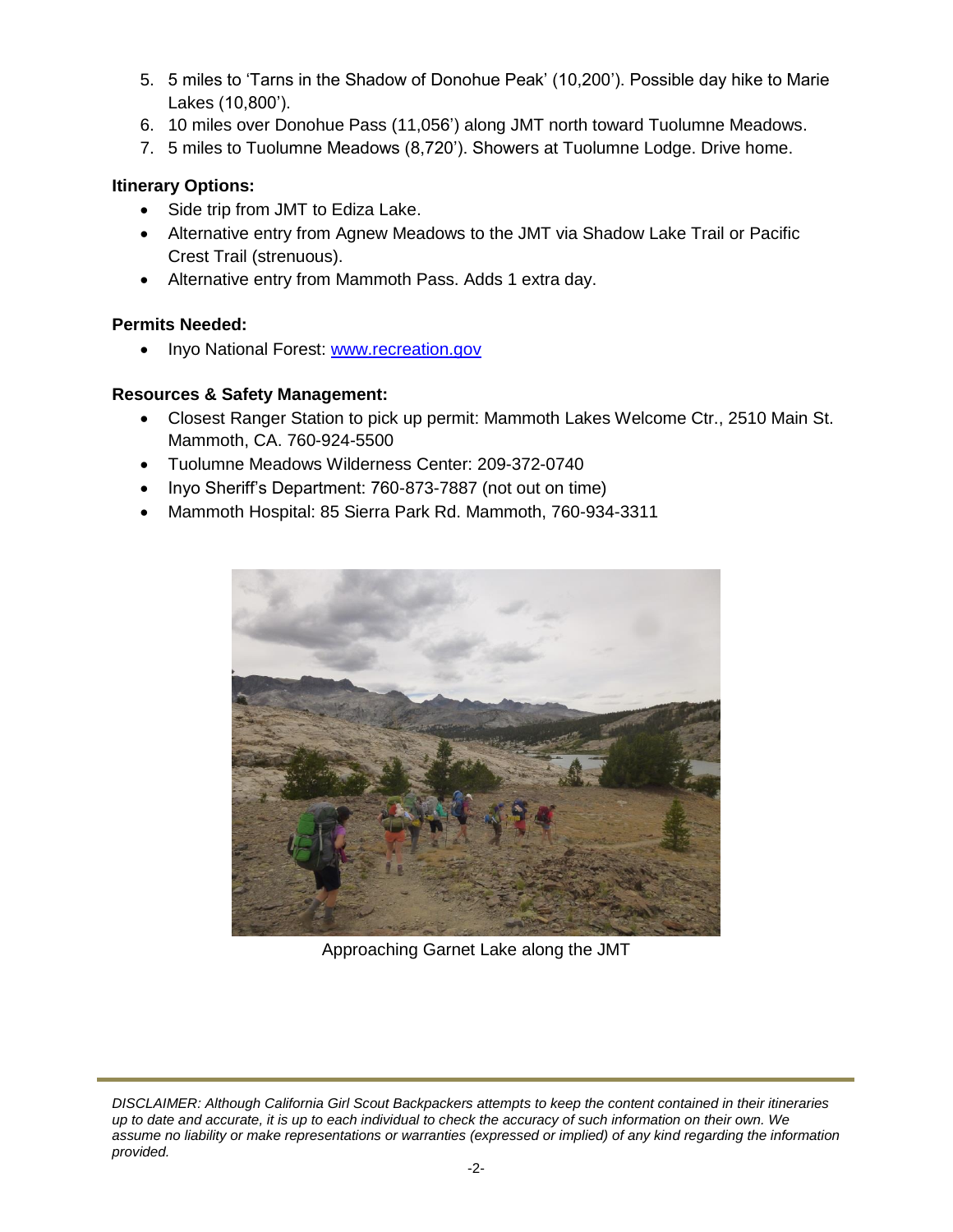5. 5 miles to 'Tarns in the Shadow of Donohue Peak' (10,200'). Possible day hike to Marie Lakes (10,800').
6. 10 miles over Donohue Pass (11,056') along JMT north toward Tuolumne Meadows.
7. 5 miles to Tuolumne Meadows (8,720'). Showers at Tuolumne Lodge. Drive home.

**Itinerary Options:**

- Side trip from JMT to Ediza Lake.
- Alternative entry from Agnew Meadows to the JMT via Shadow Lake Trail or Pacific Crest Trail (strenuous).
- Alternative entry from Mammoth Pass. Adds 1 extra day.

**Permits Needed:**

- Inyo National Forest: www.recreation.gov

**Resources & Safety Management:**

- Closest Ranger Station to pick up permit: Mammoth Lakes Welcome Ctr., 2510 Main St. Mammoth, CA. 760-924-5500
- Tuolumne Meadows Wilderness Center: 209-372-0740
- Inyo Sheriff's Department: 760-873-7887 (not out on time)
- Mammoth Hospital: 85 Sierra Park Rd. Mammoth, 760-934-3311

Approaching Garnet Lake along the JMT

*DISCLAIMER: Although California Girl Scout Backpackers attempts to keep the content contained in their itineraries up to date and accurate, it is up to each individual to check the accuracy of such information on their own. We assume no liability or make representations or warranties (expressed or implied) of any kind regarding the information provided.*